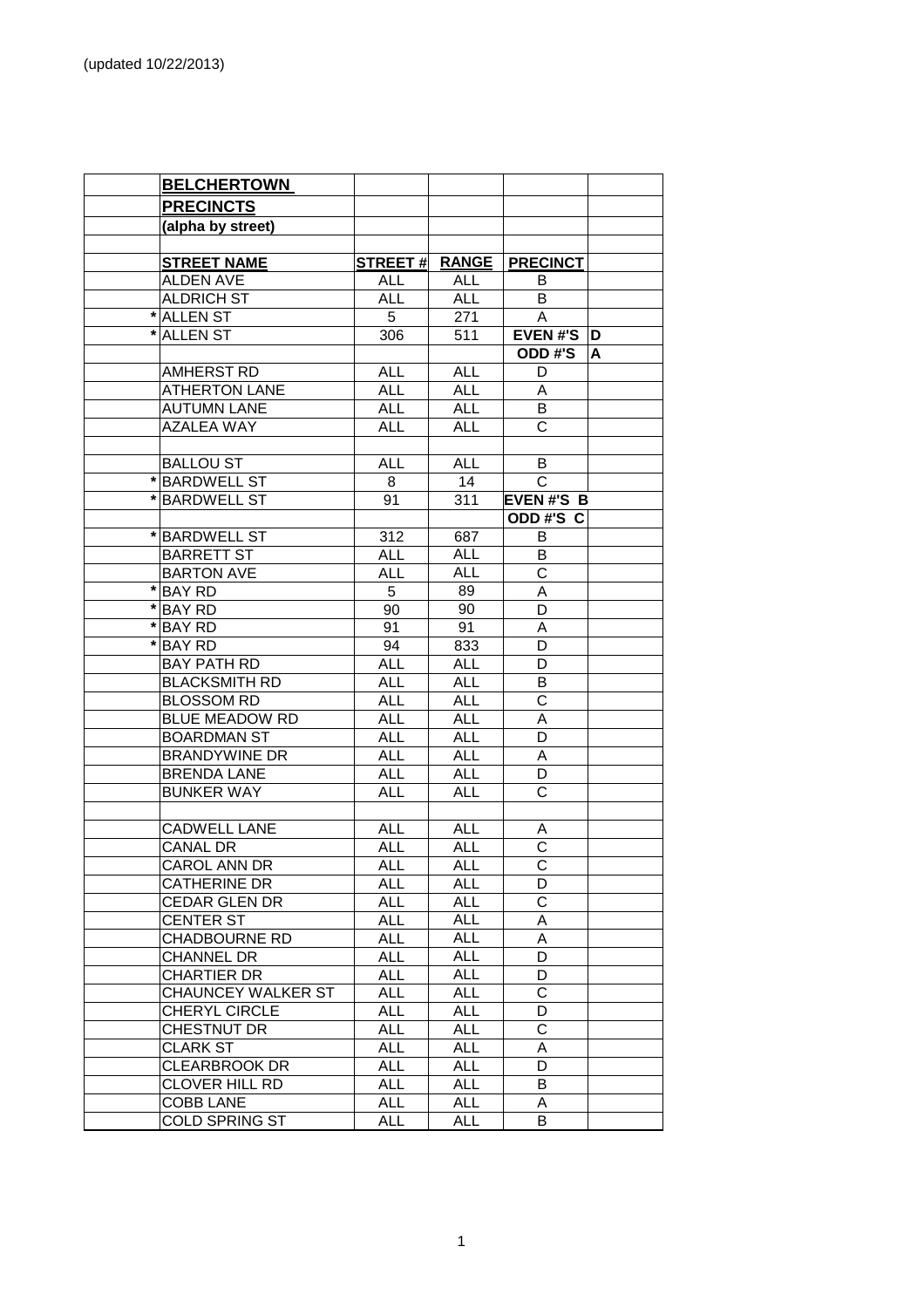(updated 10/22/2013)

| | BELCHERTOWN | | | | |
|---|---|---|---|---|---|
| | **PRECINCTS** | | | | |
| | **(alpha by street)** | | | | |
| | | | | | |
| | **STREET NAME** | **STREET #** | **RANGE** | **PRECINCT** | |
| | ALDEN AVE | ALL | ALL | B | |
| | ALDRICH ST | ALL | ALL | B | |
| * | ALLEN ST | 5 | 271 | A | |
| * | ALLEN ST | 306 | 511 | **EVEN #'S** | **D** |
| | | | | **ODD #'S** | **A** |
| | AMHERST RD | ALL | ALL | D | |
| | ATHERTON LANE | ALL | ALL | A | |
| | AUTUMN LANE | ALL | ALL | B | |
| | AZALEA WAY | ALL | ALL | C | |
| | | | | | |
| | BALLOU ST | ALL | ALL | B | |
| * | BARDWELL ST | 8 | 14 | C | |
| * | BARDWELL ST | 91 | 311 | **EVEN #'S B** | |
| | | | | **ODD #'S C** | |
| * | BARDWELL ST | 312 | 687 | B | |
| | BARRETT ST | ALL | ALL | B | |
| | BARTON AVE | ALL | ALL | C | |
| * | BAY RD | 5 | 89 | A | |
| * | BAY RD | 90 | 90 | D | |
| * | BAY RD | 91 | 91 | A | |
| * | BAY RD | 94 | 833 | D | |
| | BAY PATH RD | ALL | ALL | D | |
| | BLACKSMITH RD | ALL | ALL | B | |
| | BLOSSOM RD | ALL | ALL | C | |
| | BLUE MEADOW RD | ALL | ALL | A | |
| | BOARDMAN ST | ALL | ALL | D | |
| | BRANDYWINE DR | ALL | ALL | A | |
| | BRENDA LANE | ALL | ALL | D | |
| | BUNKER WAY | ALL | ALL | C | |
| | | | | | |
| | CADWELL LANE | ALL | ALL | A | |
| | CANAL DR | ALL | ALL | C | |
| | CAROL ANN DR | ALL | ALL | C | |
| | CATHERINE DR | ALL | ALL | D | |
| | CEDAR GLEN DR | ALL | ALL | C | |
| | CENTER ST | ALL | ALL | A | |
| | CHADBOURNE RD | ALL | ALL | A | |
| | CHANNEL DR | ALL | ALL | D | |
| | CHARTIER DR | ALL | ALL | D | |
| | CHAUNCEY WALKER ST | ALL | ALL | C | |
| | CHERYL CIRCLE | ALL | ALL | D | |
| | CHESTNUT DR | ALL | ALL | C | |
| | CLARK ST | ALL | ALL | A | |
| | CLEARBROOK DR | ALL | ALL | D | |
| | CLOVER HILL RD | ALL | ALL | B | |
| | COBB LANE | ALL | ALL | A | |
| | COLD SPRING ST | ALL | ALL | B | |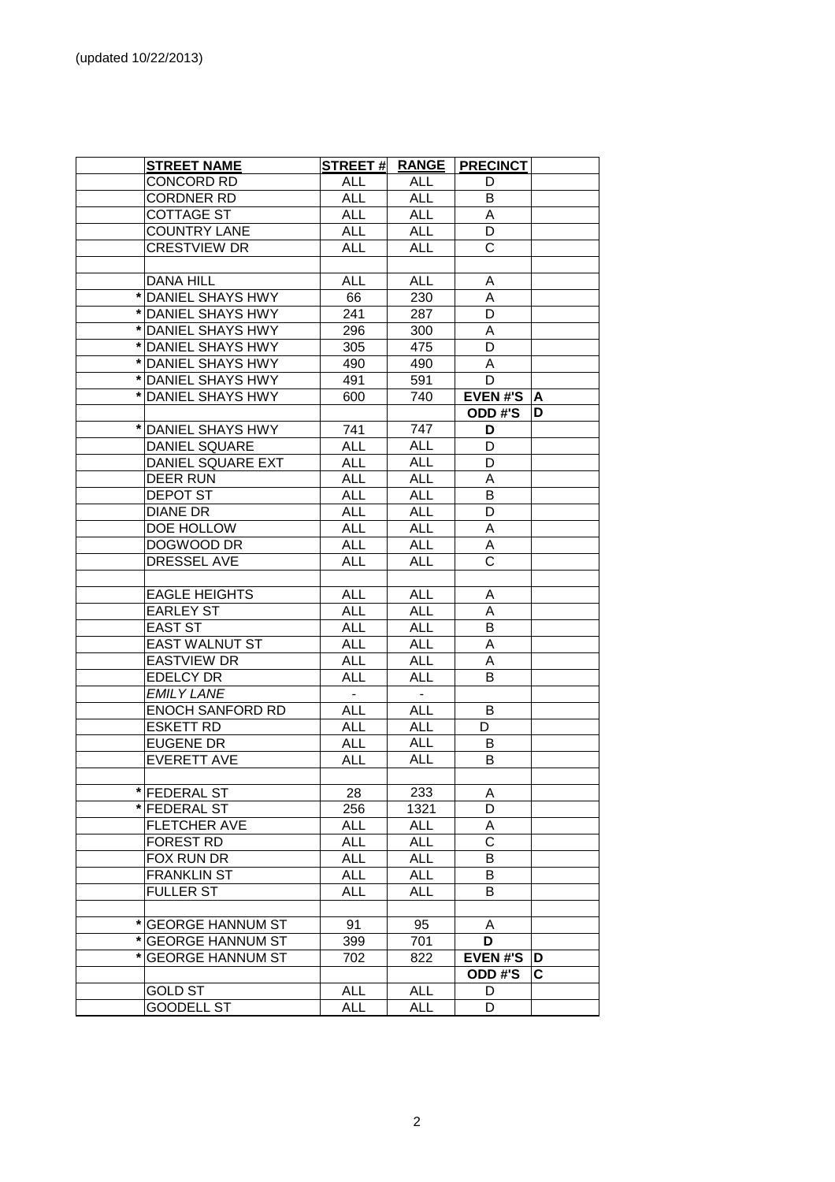(updated 10/22/2013)

| | STREET NAME | STREET # | RANGE | PRECINCT | |
|---|---|---|---|---|---|
| | CONCORD RD | ALL | ALL | D | |
| | CORDNER RD | ALL | ALL | B | |
| | COTTAGE ST | ALL | ALL | A | |
| | COUNTRY LANE | ALL | ALL | D | |
| | CRESTVIEW DR | ALL | ALL | C | |
| | | | | | |
| | DANA HILL | ALL | ALL | A | |
| * | DANIEL SHAYS HWY | 66 | 230 | A | |
| * | DANIEL SHAYS HWY | 241 | 287 | D | |
| * | DANIEL SHAYS HWY | 296 | 300 | A | |
| * | DANIEL SHAYS HWY | 305 | 475 | D | |
| * | DANIEL SHAYS HWY | 490 | 490 | A | |
| * | DANIEL SHAYS HWY | 491 | 591 | D | |
| * | DANIEL SHAYS HWY | 600 | 740 | **EVEN #'S** | **A** |
| | | | | **ODD #'S** | **D** |
| * | DANIEL SHAYS HWY | 741 | 747 | **D** | |
| | DANIEL SQUARE | ALL | ALL | D | |
| | DANIEL SQUARE EXT | ALL | ALL | D | |
| | DEER RUN | ALL | ALL | A | |
| | DEPOT ST | ALL | ALL | B | |
| | DIANE DR | ALL | ALL | D | |
| | DOE HOLLOW | ALL | ALL | A | |
| | DOGWOOD DR | ALL | ALL | A | |
| | DRESSEL AVE | ALL | ALL | C | |
| | | | | | |
| | EAGLE HEIGHTS | ALL | ALL | A | |
| | EARLEY ST | ALL | ALL | A | |
| | EAST ST | ALL | ALL | B | |
| | EAST WALNUT ST | ALL | ALL | A | |
| | EASTVIEW DR | ALL | ALL | A | |
| | EDELCY DR | ALL | ALL | B | |
| | *EMILY LANE* | - | - | | |
| | ENOCH SANFORD RD | ALL | ALL | B | |
| | ESKETT RD | ALL | ALL | D | |
| | EUGENE DR | ALL | ALL | B | |
| | EVERETT AVE | ALL | ALL | B | |
| | | | | | |
| * | FEDERAL ST | 28 | 233 | A | |
| * | FEDERAL ST | 256 | 1321 | D | |
| | FLETCHER AVE | ALL | ALL | A | |
| | FOREST RD | ALL | ALL | C | |
| | FOX RUN DR | ALL | ALL | B | |
| | FRANKLIN ST | ALL | ALL | B | |
| | FULLER ST | ALL | ALL | B | |
| | | | | | |
| * | GEORGE HANNUM ST | 91 | 95 | A | |
| * | GEORGE HANNUM ST | 399 | 701 | **D** | |
| * | GEORGE HANNUM ST | 702 | 822 | **EVEN #'S** | **D** |
| | | | | **ODD #'S** | **C** |
| | GOLD ST | ALL | ALL | D | |
| | GOODELL ST | ALL | ALL | D | |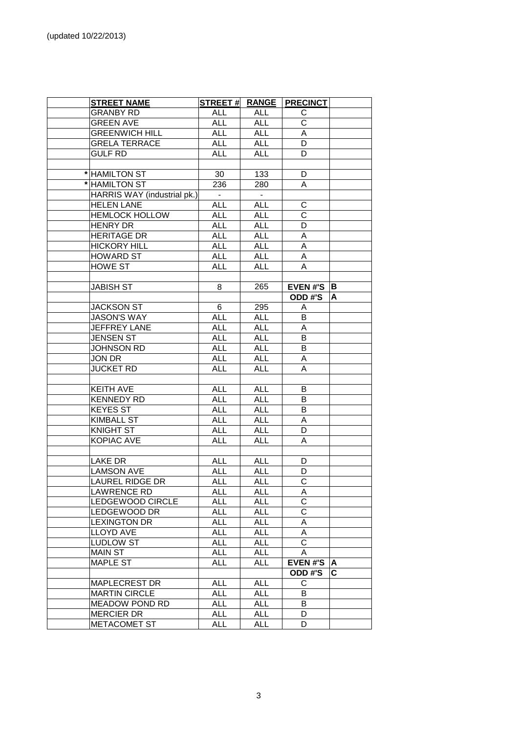(updated 10/22/2013)

| | STREET NAME | STREET # | RANGE | PRECINCT | |
|---|---|---|---|---|---|
| | GRANBY RD | ALL | ALL | C | |
| | GREEN AVE | ALL | ALL | C | |
| | GREENWICH HILL | ALL | ALL | A | |
| | GRELA TERRACE | ALL | ALL | D | |
| | GULF RD | ALL | ALL | D | |
| | | | | | |
| * | HAMILTON ST | 30 | 133 | D | |
| * | HAMILTON ST | 236 | 280 | A | |
| | HARRIS WAY (industrial pk.) | - | - | | |
| | HELEN LANE | ALL | ALL | C | |
| | HEMLOCK HOLLOW | ALL | ALL | C | |
| | HENRY DR | ALL | ALL | D | |
| | HERITAGE DR | ALL | ALL | A | |
| | HICKORY HILL | ALL | ALL | A | |
| | HOWARD ST | ALL | ALL | A | |
| | HOWE ST | ALL | ALL | A | |
| | | | | | |
| | JABISH ST | 8 | 265 | **EVEN #'S** | **B** |
| | | | | **ODD #'S** | **A** |
| | JACKSON ST | 6 | 295 | A | |
| | JASON'S WAY | ALL | ALL | B | |
| | JEFFREY LANE | ALL | ALL | A | |
| | JENSEN ST | ALL | ALL | B | |
| | JOHNSON RD | ALL | ALL | B | |
| | JON DR | ALL | ALL | A | |
| | JUCKET RD | ALL | ALL | A | |
| | | | | | |
| | KEITH AVE | ALL | ALL | B | |
| | KENNEDY RD | ALL | ALL | B | |
| | KEYES ST | ALL | ALL | B | |
| | KIMBALL ST | ALL | ALL | A | |
| | KNIGHT ST | ALL | ALL | D | |
| | KOPIAC AVE | ALL | ALL | A | |
| | | | | | |
| | LAKE DR | ALL | ALL | D | |
| | LAMSON AVE | ALL | ALL | D | |
| | LAUREL RIDGE DR | ALL | ALL | C | |
| | LAWRENCE RD | ALL | ALL | A | |
| | LEDGEWOOD CIRCLE | ALL | ALL | C | |
| | LEDGEWOOD DR | ALL | ALL | C | |
| | LEXINGTON DR | ALL | ALL | A | |
| | LLOYD AVE | ALL | ALL | A | |
| | LUDLOW ST | ALL | ALL | C | |
| | MAIN ST | ALL | ALL | A | |
| | MAPLE ST | ALL | ALL | **EVEN #'S** | **A** |
| | | | | **ODD #'S** | **C** |
| | MAPLECREST DR | ALL | ALL | C | |
| | MARTIN CIRCLE | ALL | ALL | B | |
| | MEADOW POND RD | ALL | ALL | B | |
| | MERCIER DR | ALL | ALL | D | |
| | METACOMET ST | ALL | ALL | D | |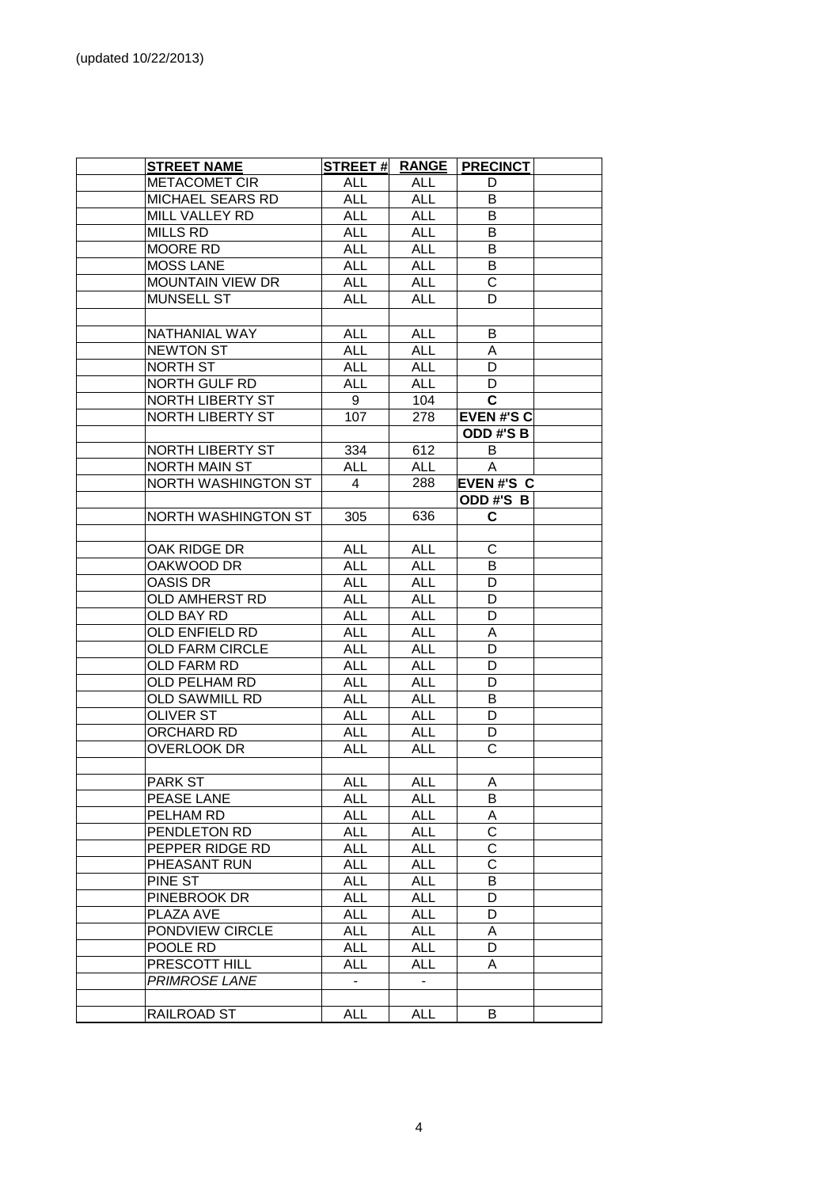(updated 10/22/2013)

| STREET NAME | STREET # | RANGE | PRECINCT |
|---|---|---|---|
| METACOMET CIR | ALL | ALL | D |
| MICHAEL SEARS RD | ALL | ALL | B |
| MILL VALLEY RD | ALL | ALL | B |
| MILLS RD | ALL | ALL | B |
| MOORE RD | ALL | ALL | B |
| MOSS LANE | ALL | ALL | B |
| MOUNTAIN VIEW DR | ALL | ALL | C |
| MUNSELL ST | ALL | ALL | D |
| | | | |
| NATHANIAL WAY | ALL | ALL | B |
| NEWTON ST | ALL | ALL | A |
| NORTH ST | ALL | ALL | D |
| NORTH GULF RD | ALL | ALL | D |
| NORTH LIBERTY ST | 9 | 104 | **C** |
| NORTH LIBERTY ST | 107 | 278 | **EVEN #'S C** |
| | | | **ODD #'S B** |
| NORTH LIBERTY ST | 334 | 612 | B |
| NORTH MAIN ST | ALL | ALL | A |
| NORTH WASHINGTON ST | 4 | 288 | **EVEN #'S C** |
| | | | **ODD #'S B** |
| NORTH WASHINGTON ST | 305 | 636 | **C** |
| | | | |
| OAK RIDGE DR | ALL | ALL | C |
| OAKWOOD DR | ALL | ALL | B |
| OASIS DR | ALL | ALL | D |
| OLD AMHERST RD | ALL | ALL | D |
| OLD BAY RD | ALL | ALL | D |
| OLD ENFIELD RD | ALL | ALL | A |
| OLD FARM CIRCLE | ALL | ALL | D |
| OLD FARM RD | ALL | ALL | D |
| OLD PELHAM RD | ALL | ALL | D |
| OLD SAWMILL RD | ALL | ALL | B |
| OLIVER ST | ALL | ALL | D |
| ORCHARD RD | ALL | ALL | D |
| OVERLOOK DR | ALL | ALL | C |
| | | | |
| PARK ST | ALL | ALL | A |
| PEASE LANE | ALL | ALL | B |
| PELHAM RD | ALL | ALL | A |
| PENDLETON RD | ALL | ALL | C |
| PEPPER RIDGE RD | ALL | ALL | C |
| PHEASANT RUN | ALL | ALL | C |
| PINE ST | ALL | ALL | B |
| PINEBROOK DR | ALL | ALL | D |
| PLAZA AVE | ALL | ALL | D |
| PONDVIEW CIRCLE | ALL | ALL | A |
| POOLE RD | ALL | ALL | D |
| PRESCOTT HILL | ALL | ALL | A |
| *PRIMROSE LANE* | - | - | |
| | | | |
| RAILROAD ST | ALL | ALL | B |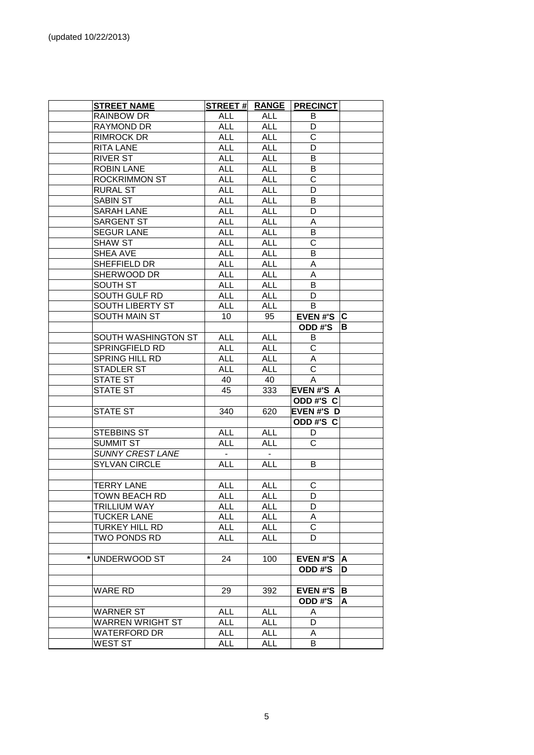(updated 10/22/2013)

| | STREET NAME | STREET # | RANGE | PRECINCT | |
|---|---|---|---|---|---|
| | RAINBOW DR | ALL | ALL | B | |
| | RAYMOND DR | ALL | ALL | D | |
| | RIMROCK DR | ALL | ALL | C | |
| | RITA LANE | ALL | ALL | D | |
| | RIVER ST | ALL | ALL | B | |
| | ROBIN LANE | ALL | ALL | B | |
| | ROCKRIMMON ST | ALL | ALL | C | |
| | RURAL ST | ALL | ALL | D | |
| | SABIN ST | ALL | ALL | B | |
| | SARAH LANE | ALL | ALL | D | |
| | SARGENT ST | ALL | ALL | A | |
| | SEGUR LANE | ALL | ALL | B | |
| | SHAW ST | ALL | ALL | C | |
| | SHEA AVE | ALL | ALL | B | |
| | SHEFFIELD DR | ALL | ALL | A | |
| | SHERWOOD DR | ALL | ALL | A | |
| | SOUTH ST | ALL | ALL | B | |
| | SOUTH GULF RD | ALL | ALL | D | |
| | SOUTH LIBERTY ST | ALL | ALL | B | |
| | SOUTH MAIN ST | 10 | 95 | **EVEN #'S** | **C** |
| | | | | **ODD #'S** | **B** |
| | SOUTH WASHINGTON ST | ALL | ALL | B | |
| | SPRINGFIELD RD | ALL | ALL | C | |
| | SPRING HILL RD | ALL | ALL | A | |
| | STADLER ST | ALL | ALL | C | |
| | STATE ST | 40 | 40 | A | |
| | STATE ST | 45 | 333 | **EVEN #'S A** | |
| | | | | **ODD #'S C** | |
| | STATE ST | 340 | 620 | **EVEN #'S D** | |
| | | | | **ODD #'S C** | |
| | STEBBINS ST | ALL | ALL | D | |
| | SUMMIT ST | ALL | ALL | C | |
| | *SUNNY CREST LANE* | - | - | | |
| | SYLVAN CIRCLE | ALL | ALL | B | |
| | | | | | |
| | TERRY LANE | ALL | ALL | C | |
| | TOWN BEACH RD | ALL | ALL | D | |
| | TRILLIUM WAY | ALL | ALL | D | |
| | TUCKER LANE | ALL | ALL | A | |
| | TURKEY HILL RD | ALL | ALL | C | |
| | TWO PONDS RD | ALL | ALL | D | |
| | | | | | |
| * | UNDERWOOD ST | 24 | 100 | **EVEN #'S** | **A** |
| | | | | **ODD #'S** | **D** |
| | | | | | |
| | WARE RD | 29 | 392 | **EVEN #'S** | **B** |
| | | | | **ODD #'S** | **A** |
| | WARNER ST | ALL | ALL | A | |
| | WARREN WRIGHT ST | ALL | ALL | D | |
| | WATERFORD DR | ALL | ALL | A | |
| | WEST ST | ALL | ALL | B | |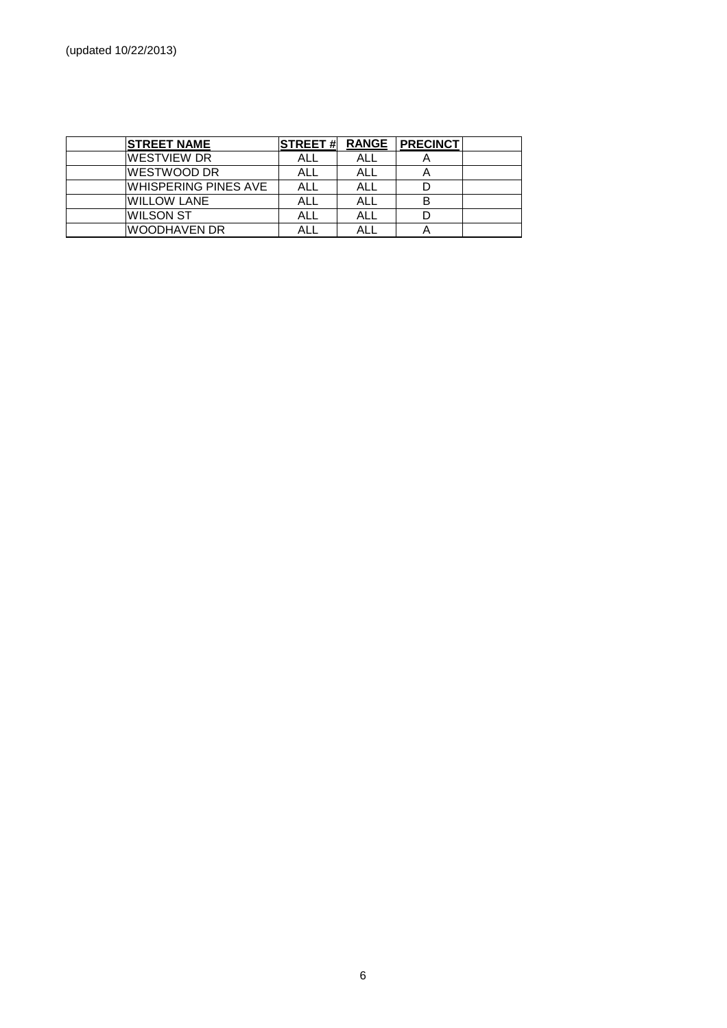(updated 10/22/2013)

| | STREET NAME | STREET # | RANGE | PRECINCT | |
|---|---|---|---|---|---|
| | WESTVIEW DR | ALL | ALL | A | |
| | WESTWOOD DR | ALL | ALL | A | |
| | WHISPERING PINES AVE | ALL | ALL | D | |
| | WILLOW LANE | ALL | ALL | B | |
| | WILSON ST | ALL | ALL | D | |
| | WOODHAVEN DR | ALL | ALL | A | |